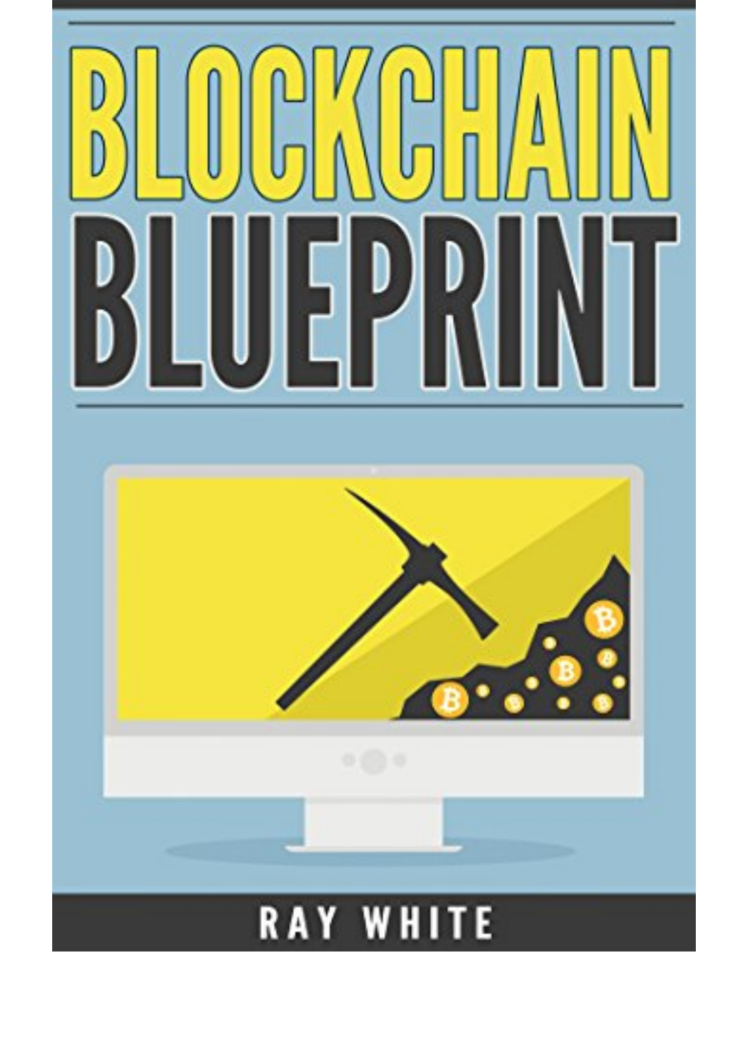# BLOCKCHAIN BLUEPRINT

RAY WHITE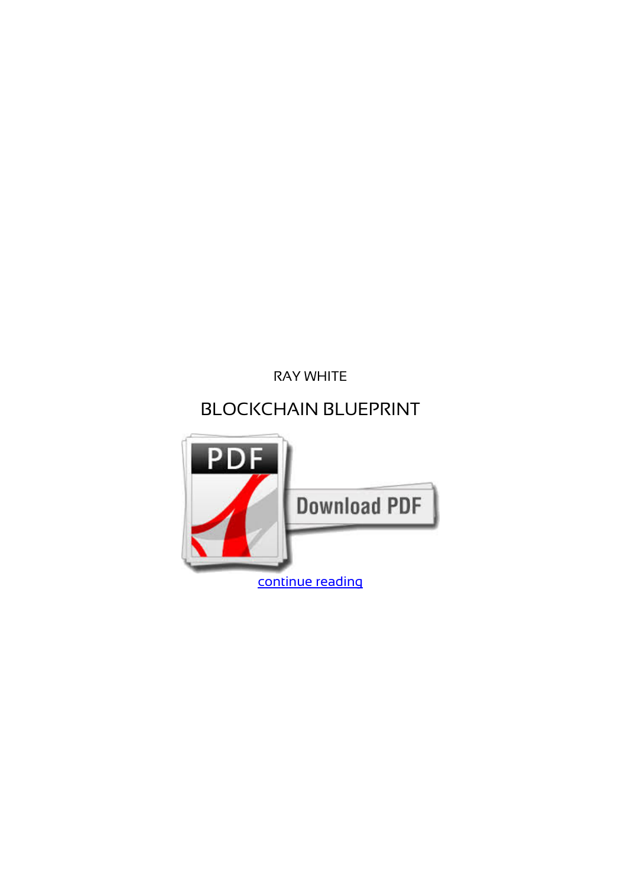RAY WHITE

# BLOCKCHAIN BLUEPRINT

continue reading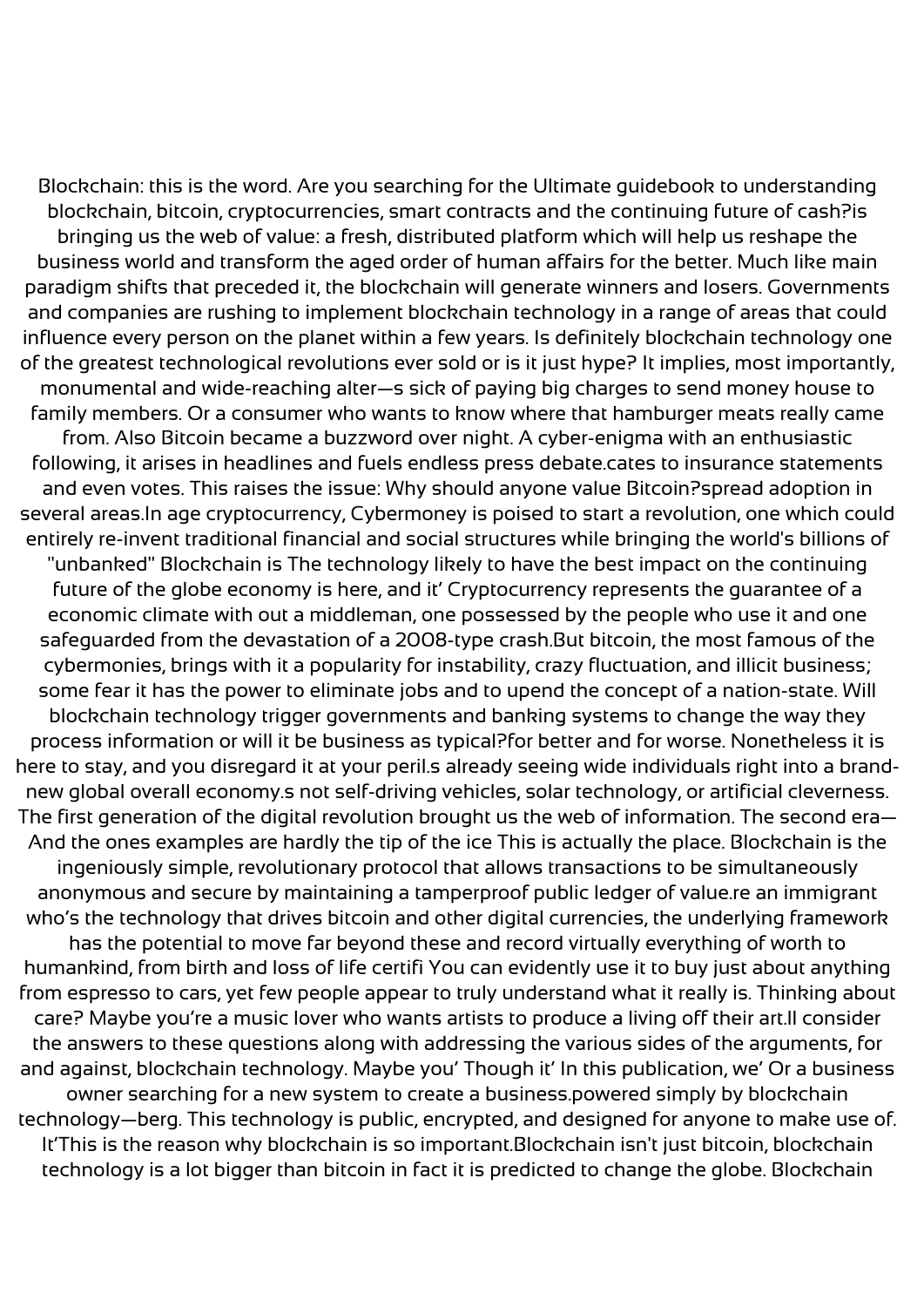Blockchain: this is the word. Are you searching for the Ultimate guidebook to understanding blockchain, bitcoin, cryptocurrencies, smart contracts and the continuing future of cash?is bringing us the web of value: a fresh, distributed platform which will help us reshape the business world and transform the aged order of human affairs for the better. Much like main paradigm shifts that preceded it, the blockchain will generate winners and losers. Governments and companies are rushing to implement blockchain technology in a range of areas that could influence every person on the planet within a few years. Is definitely blockchain technology one of the greatest technological revolutions ever sold or is it just hype? It implies, most importantly, monumental and wide-reaching alter—s sick of paying big charges to send money house to family members. Or a consumer who wants to know where that hamburger meats really came from. Also Bitcoin became a buzzword over night. A cyber-enigma with an enthusiastic following, it arises in headlines and fuels endless press debate.cates to insurance statements and even votes. This raises the issue: Why should anyone value Bitcoin?spread adoption in several areas.In age cryptocurrency, Cybermoney is poised to start a revolution, one which could entirely re-invent traditional financial and social structures while bringing the world's billions of "unbanked" Blockchain is The technology likely to have the best impact on the continuing future of the globe economy is here, and it' Cryptocurrency represents the guarantee of a economic climate with out a middleman, one possessed by the people who use it and one safeguarded from the devastation of a 2008-type crash.But bitcoin, the most famous of the cybermonies, brings with it a popularity for instability, crazy fluctuation, and illicit business; some fear it has the power to eliminate jobs and to upend the concept of a nation-state. Will blockchain technology trigger governments and banking systems to change the way they process information or will it be business as typical?for better and for worse. Nonetheless it is here to stay, and you disregard it at your peril.s already seeing wide individuals right into a brand-new global overall economy.s not self-driving vehicles, solar technology, or artificial cleverness. The first generation of the digital revolution brought us the web of information. The second era—And the ones examples are hardly the tip of the ice This is actually the place. Blockchain is the ingeniously simple, revolutionary protocol that allows transactions to be simultaneously anonymous and secure by maintaining a tamperproof public ledger of value.re an immigrant who's the technology that drives bitcoin and other digital currencies, the underlying framework has the potential to move far beyond these and record virtually everything of worth to humankind, from birth and loss of life certifi You can evidently use it to buy just about anything from espresso to cars, yet few people appear to truly understand what it really is. Thinking about care? Maybe you're a music lover who wants artists to produce a living off their art.ll consider the answers to these questions along with addressing the various sides of the arguments, for and against, blockchain technology. Maybe you' Though it' In this publication, we' Or a business owner searching for a new system to create a business.powered simply by blockchain technology—berg. This technology is public, encrypted, and designed for anyone to make use of. It'This is the reason why blockchain is so important.Blockchain isn't just bitcoin, blockchain technology is a lot bigger than bitcoin in fact it is predicted to change the globe. Blockchain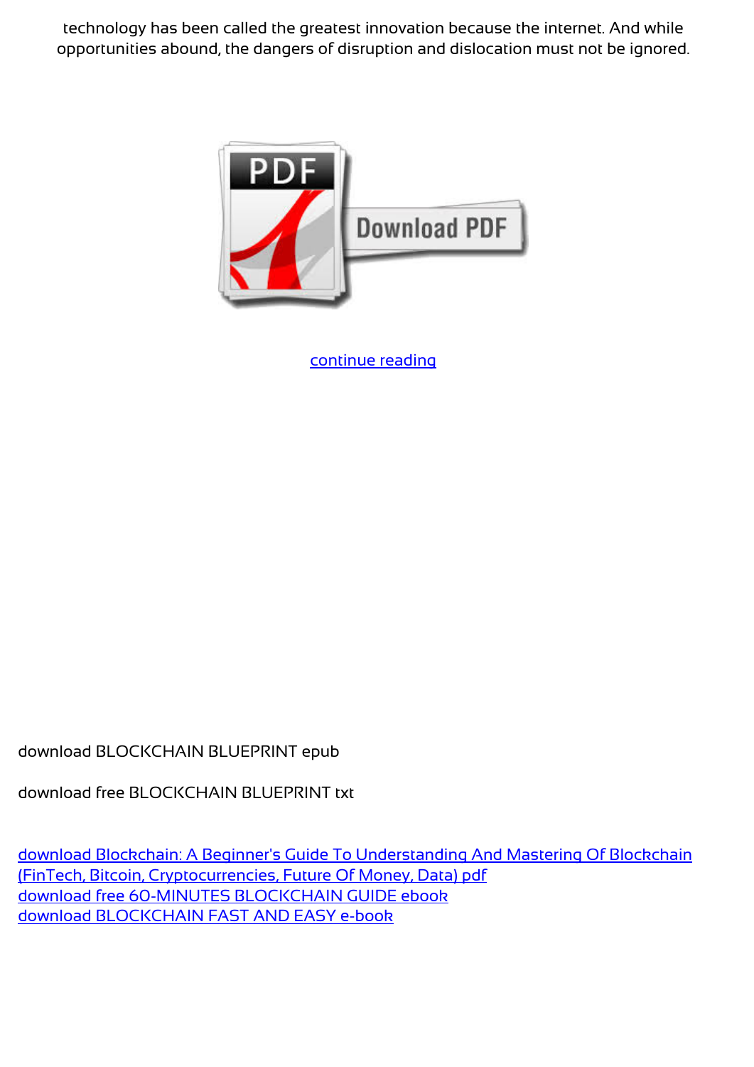technology has been called the greatest innovation because the internet. And while opportunities abound, the dangers of disruption and dislocation must not be ignored.

continue reading

download BLOCKCHAIN BLUEPRINT epub

download free BLOCKCHAIN BLUEPRINT txt

download Blockchain: A Beginner's Guide To Understanding And Mastering Of Blockchain (FinTech, Bitcoin, Cryptocurrencies, Future Of Money, Data) pdf
download free 60-MINUTES BLOCKCHAIN GUIDE ebook
download BLOCKCHAIN FAST AND EASY e-book